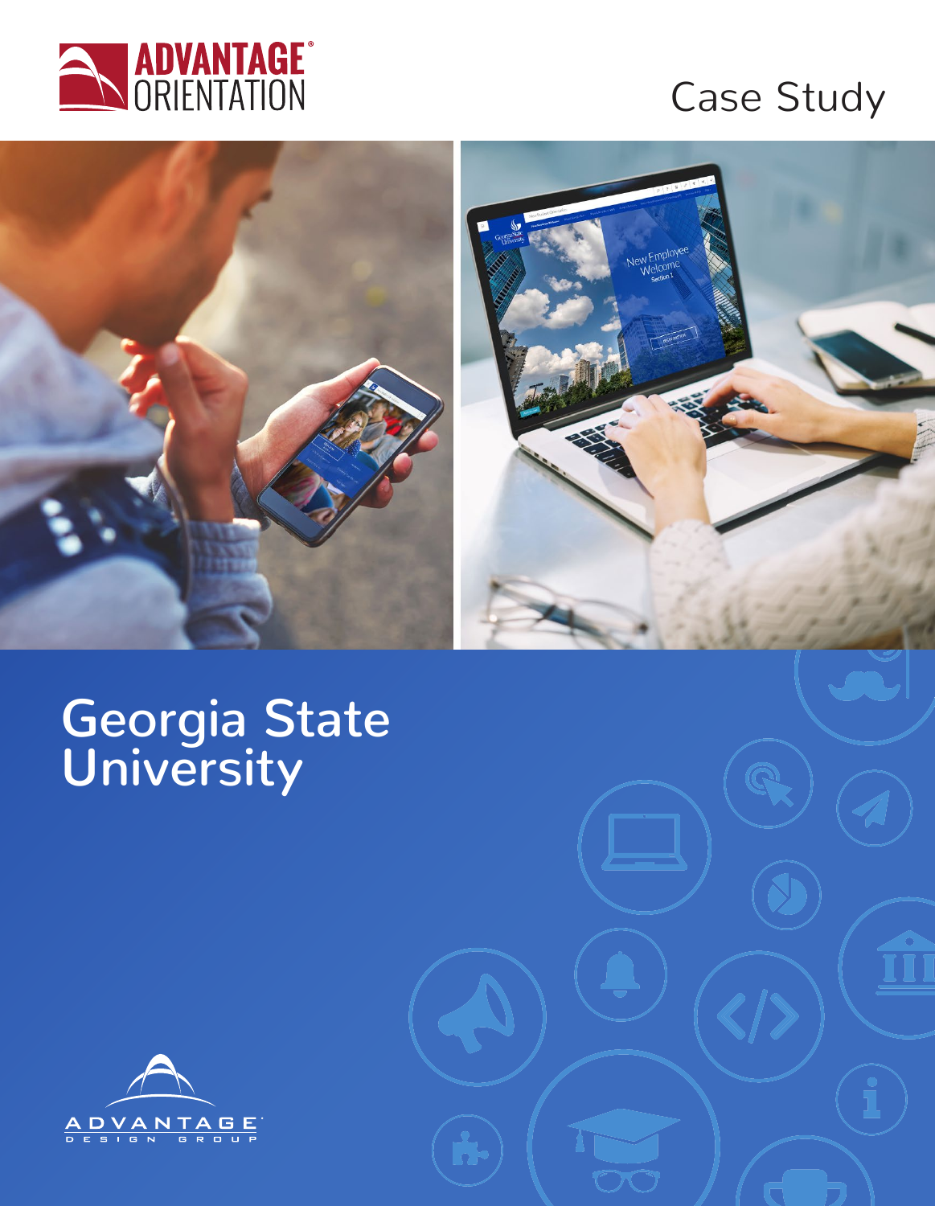ADVANTAGE® ORIENTATION

Case Study

# Georgia State University

ADVANTAGE® DESIGN GROUP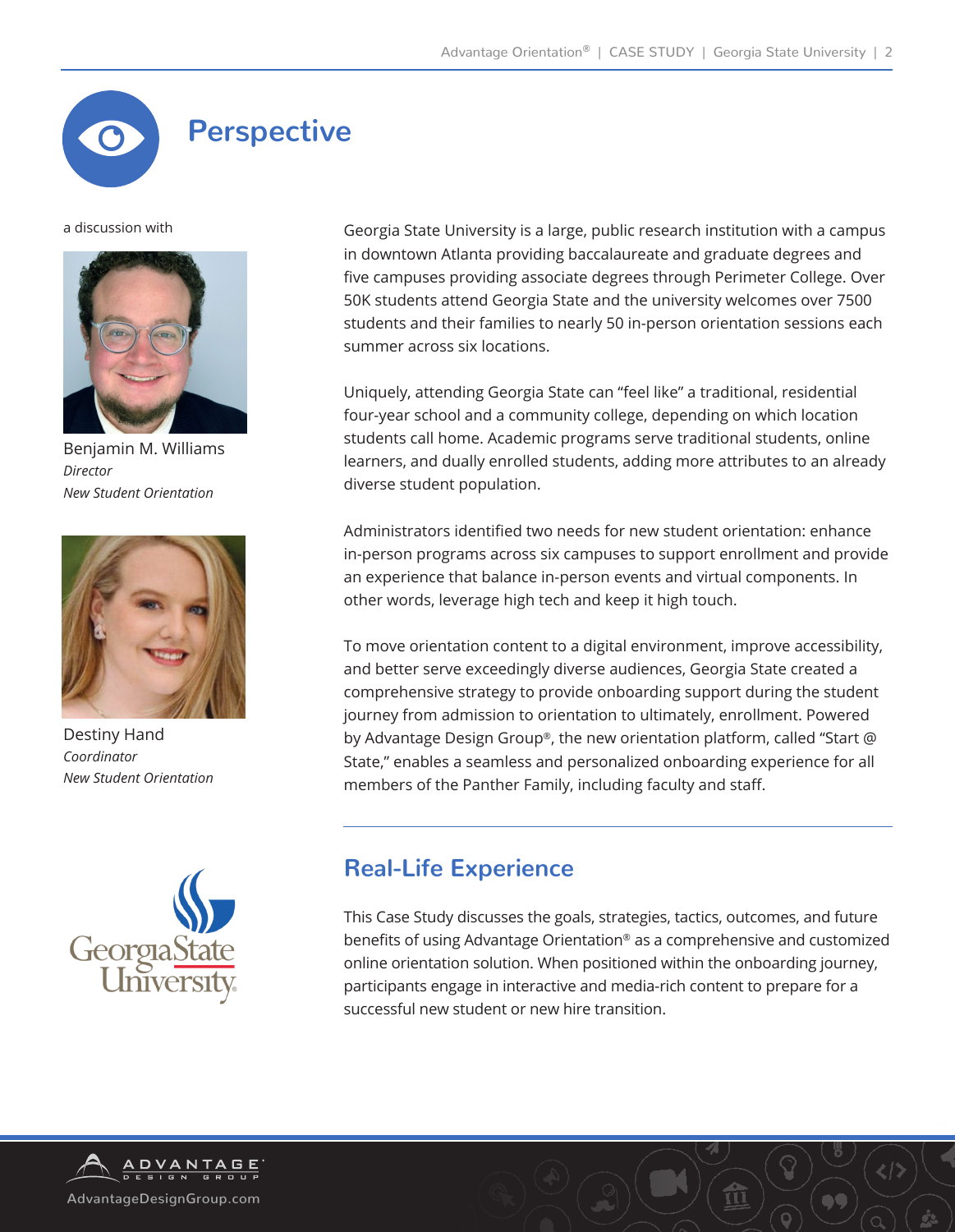# Perspective

a discussion with

Benjamin M. Williams
*Director*
*New Student Orientation*

Destiny Hand
*Coordinator*
*New Student Orientation*

Georgia State University is a large, public research institution with a campus in downtown Atlanta providing baccalaureate and graduate degrees and five campuses providing associate degrees through Perimeter College. Over 50K students attend Georgia State and the university welcomes over 7500 students and their families to nearly 50 in-person orientation sessions each summer across six locations.

Uniquely, attending Georgia State can "feel like" a traditional, residential four-year school and a community college, depending on which location students call home. Academic programs serve traditional students, online learners, and dually enrolled students, adding more attributes to an already diverse student population.

Administrators identified two needs for new student orientation: enhance in-person programs across six campuses to support enrollment and provide an experience that balance in-person events and virtual components. In other words, leverage high tech and keep it high touch.

To move orientation content to a digital environment, improve accessibility, and better serve exceedingly diverse audiences, Georgia State created a comprehensive strategy to provide onboarding support during the student journey from admission to orientation to ultimately, enrollment. Powered by Advantage Design Group®, the new orientation platform, called "Start @ State," enables a seamless and personalized onboarding experience for all members of the Panther Family, including faculty and staff.

## Real-Life Experience

This Case Study discusses the goals, strategies, tactics, outcomes, and future benefits of using Advantage Orientation® as a comprehensive and customized online orientation solution. When positioned within the onboarding journey, participants engage in interactive and media-rich content to prepare for a successful new student or new hire transition.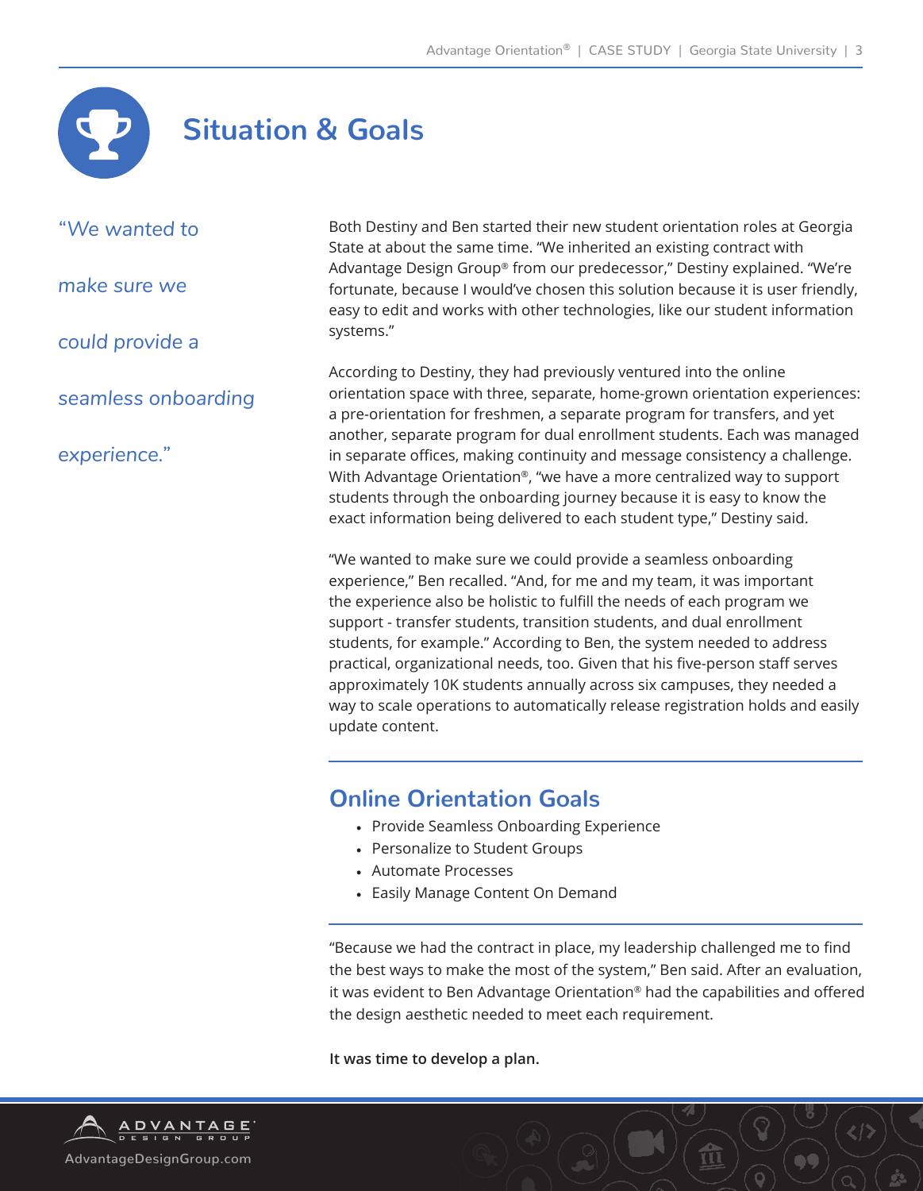# Situation & Goals

*"We wanted to make sure we could provide a seamless onboarding experience."*

Both Destiny and Ben started their new student orientation roles at Georgia State at about the same time. "We inherited an existing contract with Advantage Design Group® from our predecessor," Destiny explained. "We're fortunate, because I would've chosen this solution because it is user friendly, easy to edit and works with other technologies, like our student information systems."

According to Destiny, they had previously ventured into the online orientation space with three, separate, home-grown orientation experiences: a pre-orientation for freshmen, a separate program for transfers, and yet another, separate program for dual enrollment students. Each was managed in separate offices, making continuity and message consistency a challenge. With Advantage Orientation®, "we have a more centralized way to support students through the onboarding journey because it is easy to know the exact information being delivered to each student type," Destiny said.

"We wanted to make sure we could provide a seamless onboarding experience," Ben recalled. "And, for me and my team, it was important the experience also be holistic to fulfill the needs of each program we support - transfer students, transition students, and dual enrollment students, for example." According to Ben, the system needed to address practical, organizational needs, too. Given that his five-person staff serves approximately 10K students annually across six campuses, they needed a way to scale operations to automatically release registration holds and easily update content.

## Online Orientation Goals

- Provide Seamless Onboarding Experience
- Personalize to Student Groups
- Automate Processes
- Easily Manage Content On Demand

"Because we had the contract in place, my leadership challenged me to find the best ways to make the most of the system," Ben said. After an evaluation, it was evident to Ben Advantage Orientation® had the capabilities and offered the design aesthetic needed to meet each requirement.

**It was time to develop a plan.**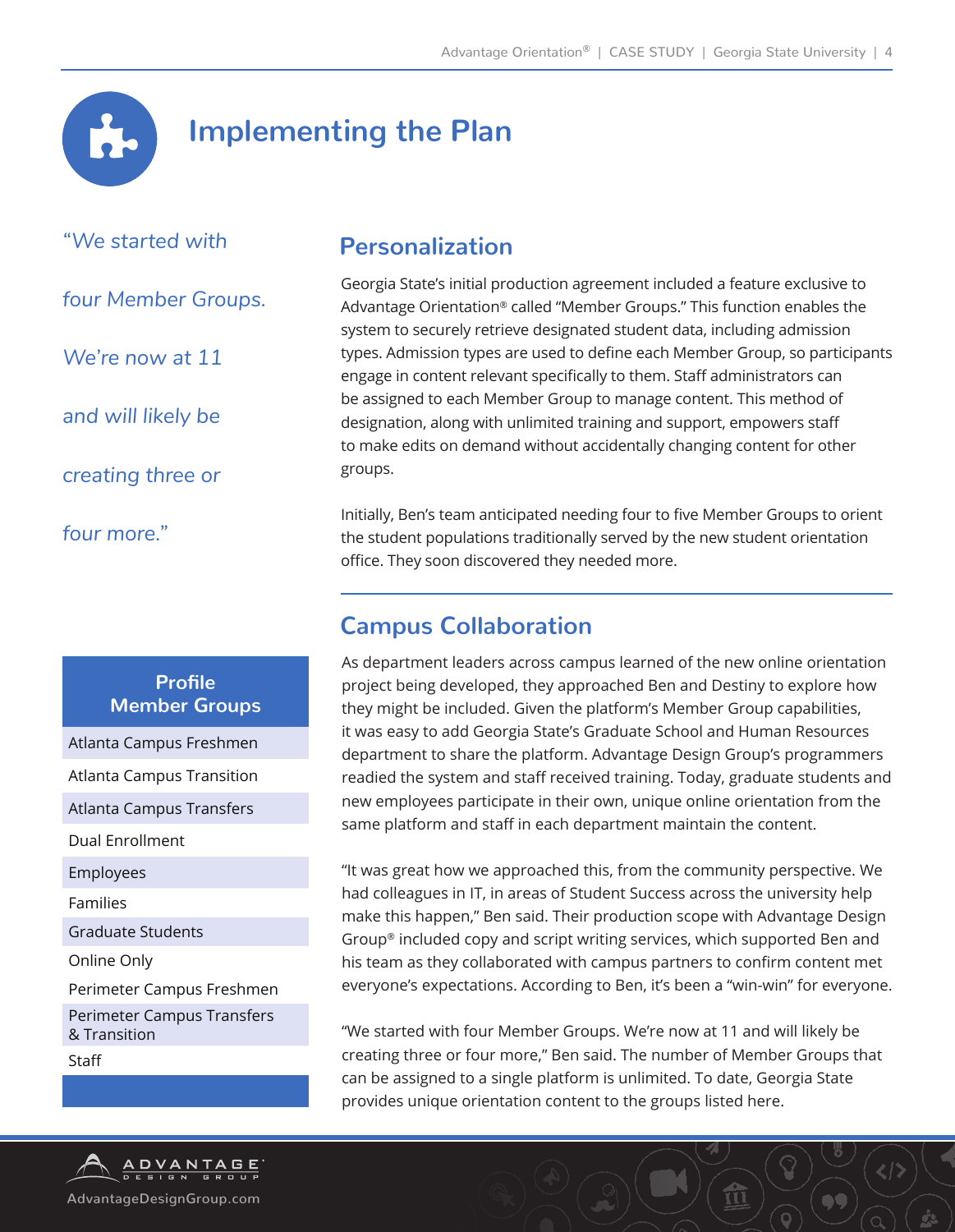# Implementing the Plan

*"We started with four Member Groups. We're now at 11 and will likely be creating three or four more."*

## Personalization

Georgia State's initial production agreement included a feature exclusive to Advantage Orientation® called "Member Groups." This function enables the system to securely retrieve designated student data, including admission types. Admission types are used to define each Member Group, so participants engage in content relevant specifically to them. Staff administrators can be assigned to each Member Group to manage content. This method of designation, along with unlimited training and support, empowers staff to make edits on demand without accidentally changing content for other groups.

Initially, Ben's team anticipated needing four to five Member Groups to orient the student populations traditionally served by the new student orientation office. They soon discovered they needed more.

## Campus Collaboration

As department leaders across campus learned of the new online orientation project being developed, they approached Ben and Destiny to explore how they might be included. Given the platform's Member Group capabilities, it was easy to add Georgia State's Graduate School and Human Resources department to share the platform. Advantage Design Group's programmers readied the system and staff received training. Today, graduate students and new employees participate in their own, unique online orientation from the same platform and staff in each department maintain the content.

"It was great how we approached this, from the community perspective. We had colleagues in IT, in areas of Student Success across the university help make this happen," Ben said. Their production scope with Advantage Design Group® included copy and script writing services, which supported Ben and his team as they collaborated with campus partners to confirm content met everyone's expectations. According to Ben, it's been a "win-win" for everyone.

"We started with four Member Groups. We're now at 11 and will likely be creating three or four more," Ben said. The number of Member Groups that can be assigned to a single platform is unlimited. To date, Georgia State provides unique orientation content to the groups listed here.

| Profile Member Groups |
|---|
| Atlanta Campus Freshmen |
| Atlanta Campus Transition |
| Atlanta Campus Transfers |
| Dual Enrollment |
| Employees |
| Families |
| Graduate Students |
| Online Only |
| Perimeter Campus Freshmen |
| Perimeter Campus Transfers & Transition |
| Staff |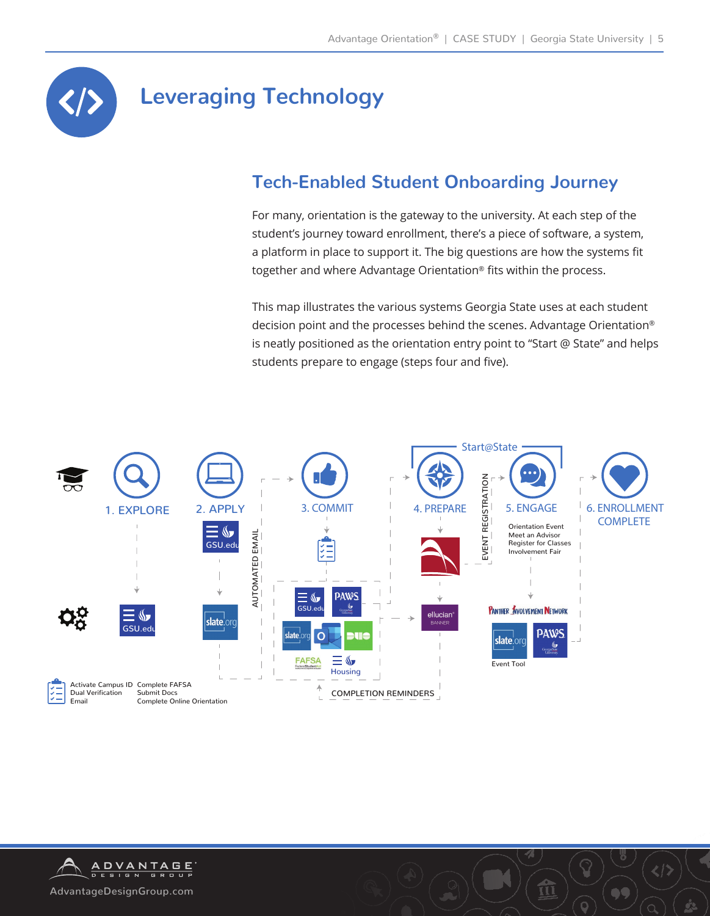# Leveraging Technology

## Tech-Enabled Student Onboarding Journey

For many, orientation is the gateway to the university. At each step of the student's journey toward enrollment, there's a piece of software, a system, a platform in place to support it. The big questions are how the systems fit together and where Advantage Orientation® fits within the process.

This map illustrates the various systems Georgia State uses at each student decision point and the processes behind the scenes. Advantage Orientation® is neatly positioned as the orientation entry point to "Start @ State" and helps students prepare to engage (steps four and five).

Start@State

1. EXPLORE
2. APPLY
3. COMMIT
4. PREPARE
5. ENGAGE
6. ENROLLMENT COMPLETE

GSU.edu

AUTOMATED EMAIL

EVENT REGISTRATION

Orientation Event
Meet an Advisor
Register for Classes
Involvement Fair

GSU.edu

slate.org

GSU.edu
PAWS
slate.org
DUO
FAFSA
Housing

ellucian BANNER

Panther Involvement Network
slate.org
PAWS
Event Tool

Activate Campus ID
Dual Verification
Email

Complete FAFSA
Submit Docs
Complete Online Orientation

COMPLETION REMINDERS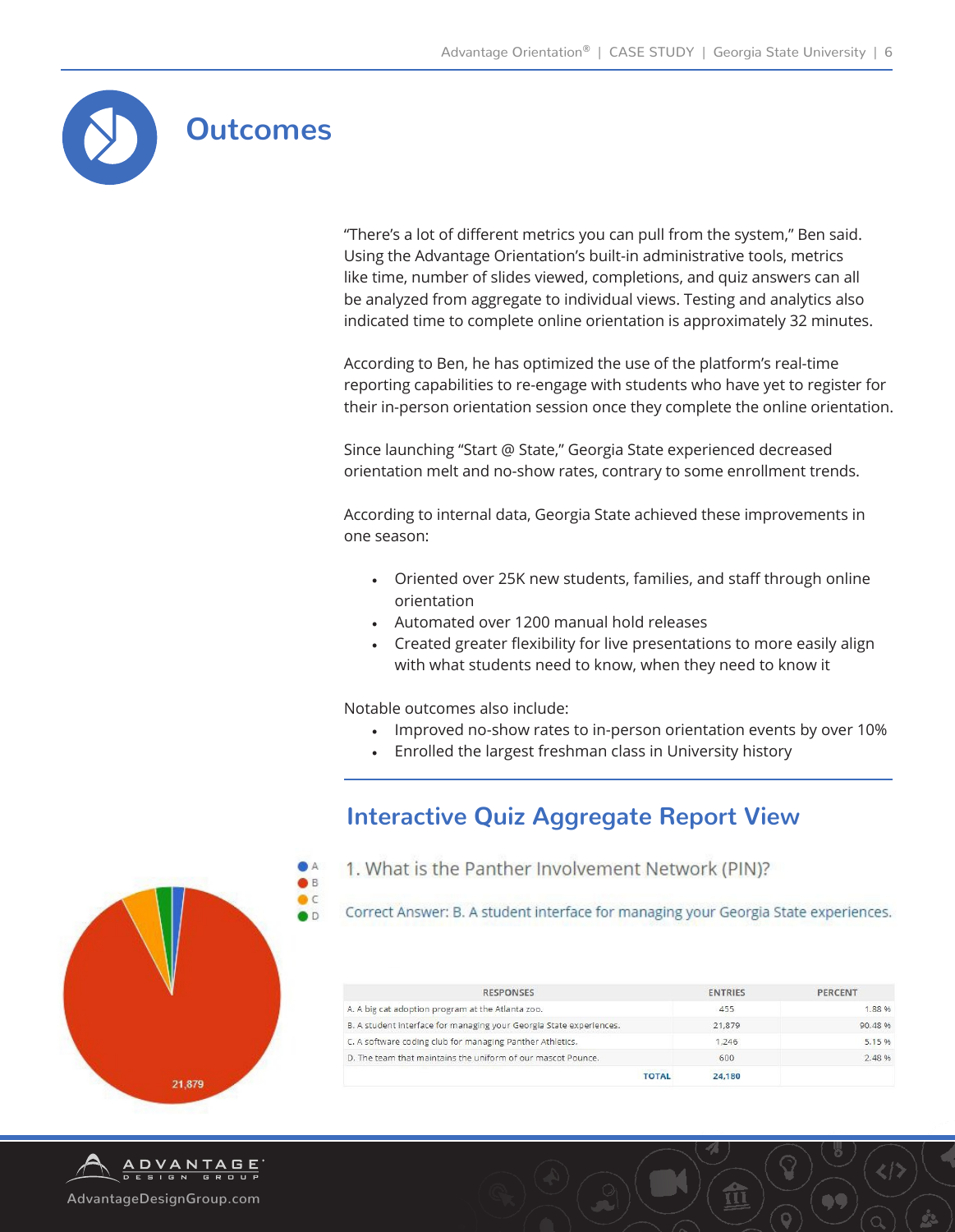# Outcomes

"There's a lot of different metrics you can pull from the system," Ben said. Using the Advantage Orientation's built-in administrative tools, metrics like time, number of slides viewed, completions, and quiz answers can all be analyzed from aggregate to individual views. Testing and analytics also indicated time to complete online orientation is approximately 32 minutes.

According to Ben, he has optimized the use of the platform's real-time reporting capabilities to re-engage with students who have yet to register for their in-person orientation session once they complete the online orientation.

Since launching "Start @ State," Georgia State experienced decreased orientation melt and no-show rates, contrary to some enrollment trends.

According to internal data, Georgia State achieved these improvements in one season:

- Oriented over 25K new students, families, and staff through online orientation
- Automated over 1200 manual hold releases
- Created greater flexibility for live presentations to more easily align with what students need to know, when they need to know it

Notable outcomes also include:

- Improved no-show rates to in-person orientation events by over 10%
- Enrolled the largest freshman class in University history

## Interactive Quiz Aggregate Report View

1. What is the Panther Involvement Network (PIN)?

Correct Answer: B. A student interface for managing your Georgia State experiences.

| RESPONSES | ENTRIES | PERCENT |
|---|---|---|
| A. A big cat adoption program at the Atlanta zoo. | 455 | 1.88 % |
| B. A student interface for managing your Georgia State experiences. | 21,879 | 90.48 % |
| C. A software coding club for managing Panther Athletics. | 1,246 | 5.15 % |
| D. The team that maintains the uniform of our mascot Pounce. | 600 | 2.48 % |
| TOTAL | 24,180 | |

AdvantageDesignGroup.com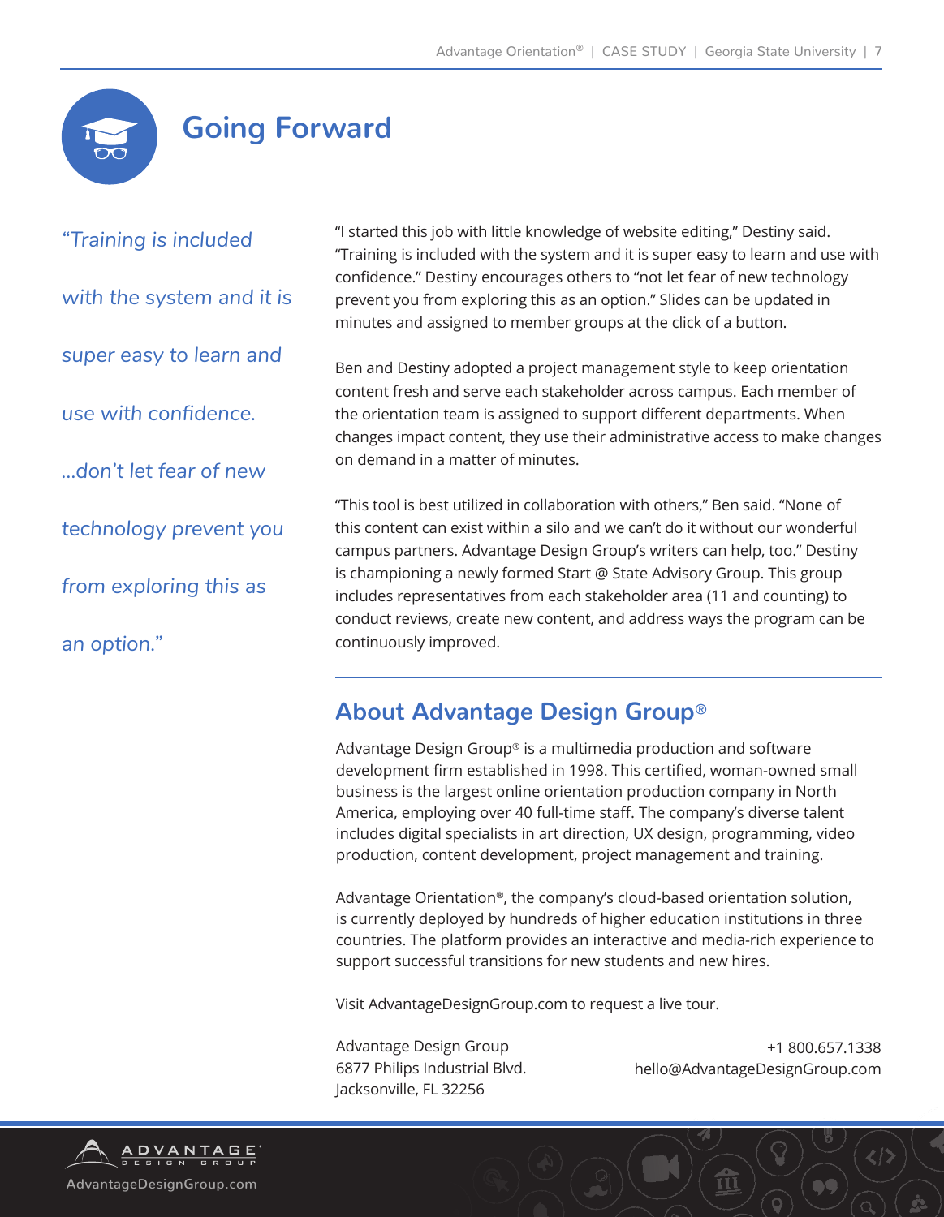## Going Forward

*"Training is included with the system and it is super easy to learn and use with confidence. ...don't let fear of new technology prevent you from exploring this as an option."*

"I started this job with little knowledge of website editing," Destiny said. "Training is included with the system and it is super easy to learn and use with confidence." Destiny encourages others to "not let fear of new technology prevent you from exploring this as an option." Slides can be updated in minutes and assigned to member groups at the click of a button.

Ben and Destiny adopted a project management style to keep orientation content fresh and serve each stakeholder across campus. Each member of the orientation team is assigned to support different departments. When changes impact content, they use their administrative access to make changes on demand in a matter of minutes.

"This tool is best utilized in collaboration with others," Ben said. "None of this content can exist within a silo and we can't do it without our wonderful campus partners. Advantage Design Group's writers can help, too." Destiny is championing a newly formed Start @ State Advisory Group. This group includes representatives from each stakeholder area (11 and counting) to conduct reviews, create new content, and address ways the program can be continuously improved.

## About Advantage Design Group®

Advantage Design Group® is a multimedia production and software development firm established in 1998. This certified, woman-owned small business is the largest online orientation production company in North America, employing over 40 full-time staff. The company's diverse talent includes digital specialists in art direction, UX design, programming, video production, content development, project management and training.

Advantage Orientation®, the company's cloud-based orientation solution, is currently deployed by hundreds of higher education institutions in three countries. The platform provides an interactive and media-rich experience to support successful transitions for new students and new hires.

Visit AdvantageDesignGroup.com to request a live tour.

Advantage Design Group
6877 Philips Industrial Blvd.
Jacksonville, FL 32256

+1 800.657.1338
hello@AdvantageDesignGroup.com

ADVANTAGE DESIGN GROUP
AdvantageDesignGroup.com